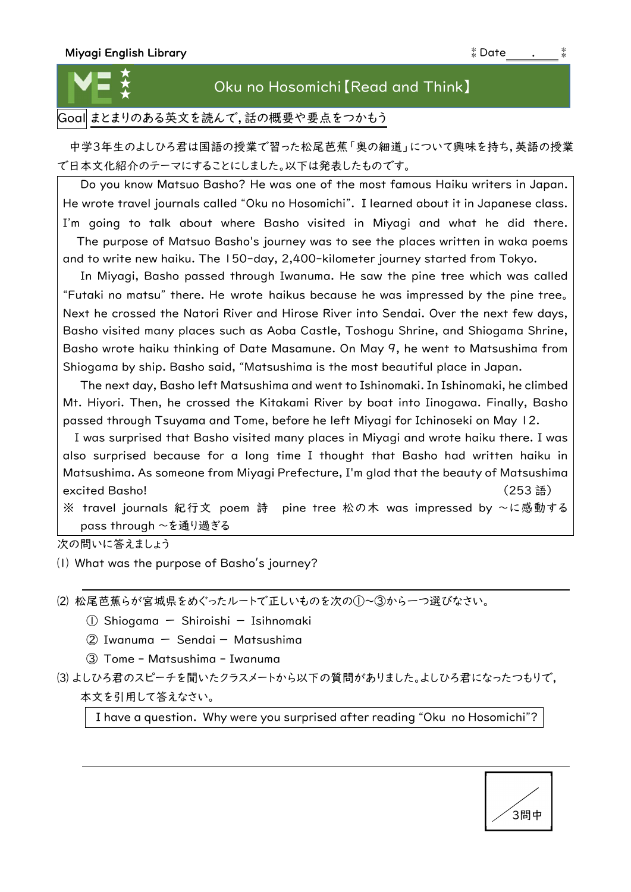Miyagi English Library　　　　　　　　　　　　　　　　Date　　.　　

# Oku no Hosomichi【Read and Think】

Goal まとまりのある英文を読んで，話の概要や要点をつかもう

中学3年生のよしひろ君は国語の授業で習った松尾芭蕉「奥の細道」について興味を持ち，英語の授業で日本文化紹介のテーマにすることにしました。以下は発表したものです。

Do you know Matsuo Basho? He was one of the most famous Haiku writers in Japan. He wrote travel journals called "Oku no Hosomichi". I learned about it in Japanese class. I'm going to talk about where Basho visited in Miyagi and what he did there.

The purpose of Matsuo Basho's journey was to see the places written in waka poems and to write new haiku. The 150-day, 2,400-kilometer journey started from Tokyo.

In Miyagi, Basho passed through Iwanuma. He saw the pine tree which was called "Futaki no matsu" there. He wrote haikus because he was impressed by the pine tree。 Next he crossed the Natori River and Hirose River into Sendai. Over the next few days, Basho visited many places such as Aoba Castle, Toshogu Shrine, and Shiogama Shrine, Basho wrote haiku thinking of Date Masamune. On May 9, he went to Matsushima from Shiogama by ship. Basho said, "Matsushima is the most beautiful place in Japan.

The next day, Basho left Matsushima and went to Ishinomaki. In Ishinomaki, he climbed Mt. Hiyori. Then, he crossed the Kitakami River by boat into Iinogawa. Finally, Basho passed through Tsuyama and Tome, before he left Miyagi for Ichinoseki on May 12.

I was surprised that Basho visited many places in Miyagi and wrote haiku there. I was also surprised because for a long time I thought that Basho had written haiku in Matsushima. As someone from Miyagi Prefecture, I'm glad that the beauty of Matsushima excited Basho!　（253 語）

※ travel journals 紀行文　poem 詩　pine tree 松の木　was impressed by ～に感動する　pass through ～を通り過ぎる

次の問いに答えましょう

⑴ What was the purpose of Basho's journey?

______________________________

⑵ 松尾芭蕉らが宮城県をめぐったルートで正しいものを次の①～③から一つ選びなさい。

① Shiogama ー Shiroishi ー Isihnomaki

② Iwanuma ー Sendai ー Matsushima

③ Tome - Matsushima - Iwanuma

⑶ よしひろ君のスピーチを聞いたクラスメートから以下の質問がありました。よしひろ君になったつもりで，本文を引用して答えなさい。

I have a question. Why were you surprised after reading "Oku no Hosomichi"?

______________________________

／3問中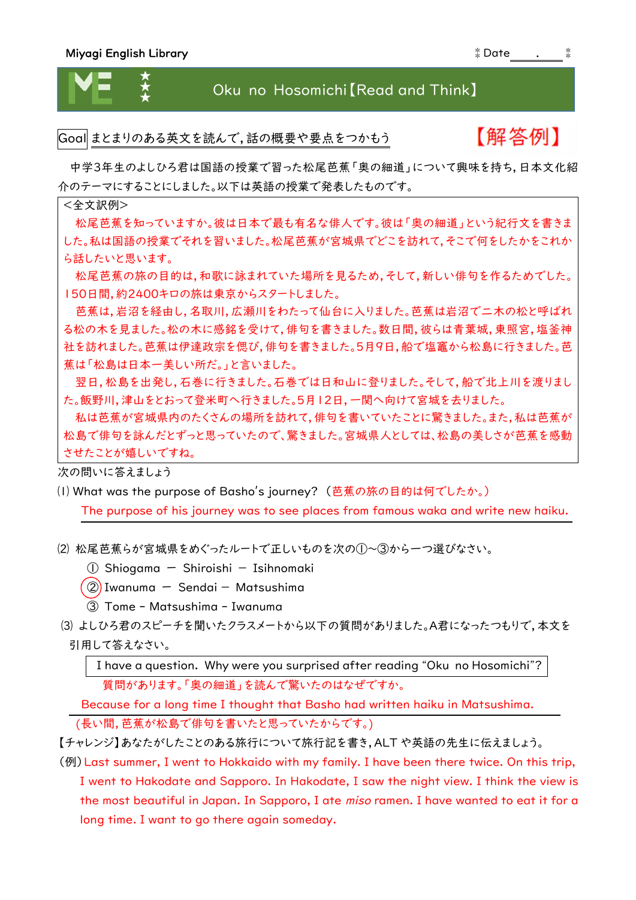Miyagi English Library　　　　　　　　　　　　　　　　　　　　Date　　.　　

# Oku no Hosomichi【Read and Think】

**Goal** まとまりのある英文を読んで，話の概要や要点をつかもう　　　　**【解答例】**

中学3年生のよしひろ君は国語の授業で習った松尾芭蕉「奥の細道」について興味を持ち，日本文化紹介のテーマにすることにしました。以下は英語の授業で発表したものです。

<全文訳例>

松尾芭蕉を知っていますか。彼は日本で最も有名な俳人です。彼は「奥の細道」という紀行文を書きました。私は国語の授業でそれを習いました。松尾芭蕉が宮城県でどこを訪れて，そこで何をしたかをこれから話したいと思います。

松尾芭蕉の旅の目的は，和歌に詠まれていた場所を見るため，そして，新しい俳句を作るためでした。150日間，約2400キロの旅は東京からスタートしました。

芭蕉は，岩沼を経由し，名取川，広瀬川をわたって仙台に入りました。芭蕉は岩沼で二木の松と呼ばれる松の木を見ました。松の木に感銘を受けて，俳句を書きました。数日間，彼らは青葉城，東照宮，塩釜神社を訪れました。芭蕉は伊達政宗を偲び，俳句を書きました。5月9日，船で塩竈から松島に行きました。芭蕉は「松島は日本一美しい所だ。」と言いました。

翌日，松島を出発し，石巻に行きました。石巻では日和山に登りました。そして，船で北上川を渡りました。飯野川，津山をとおって登米町へ行きました。5月12日，一関へ向けて宮城を去りました。

私は芭蕉が宮城県内のたくさんの場所を訪れて，俳句を書いていたことに驚きました。また，私は芭蕉が松島で俳句を詠んだとずっと思っていたので、驚きました。宮城県人としては、松島の美しさが芭蕉を感動させたことが嬉しいですね。

次の問いに答えましょう

(1) What was the purpose of Basho's journey?（芭蕉の旅の目的は何でしたか。）

The purpose of his journey was to see places from famous waka and write new haiku.

(2) 松尾芭蕉らが宮城県をめぐったルートで正しいものを次の①～③から一つ選びなさい。

① Shiogama － Shiroishi － Isihnomaki
②（○）Iwanuma － Sendai － Matsushima
③ Tome - Matsushima - Iwanuma

(3) よしひろ君のスピーチを聞いたクラスメートから以下の質問がありました。A君になったつもりで，本文を引用して答えなさい。

I have a question. Why were you surprised after reading "Oku no Hosomichi"?

質問があります。「奥の細道」を読んで驚いたのはなぜですか。

Because for a long time I thought that Basho had written haiku in Matsushima.

(長い間，芭蕉が松島で俳句を書いたと思っていたからです。)

【チャレンジ】あなたがしたことのある旅行について旅行記を書き，ALT や英語の先生に伝えましょう。

(例) Last summer, I went to Hokkaido with my family. I have been there twice. On this trip, I went to Hakodate and Sapporo. In Hakodate, I saw the night view. I think the view is the most beautiful in Japan. In Sapporo, I ate *miso* ramen. I have wanted to eat it for a long time. I want to go there again someday.